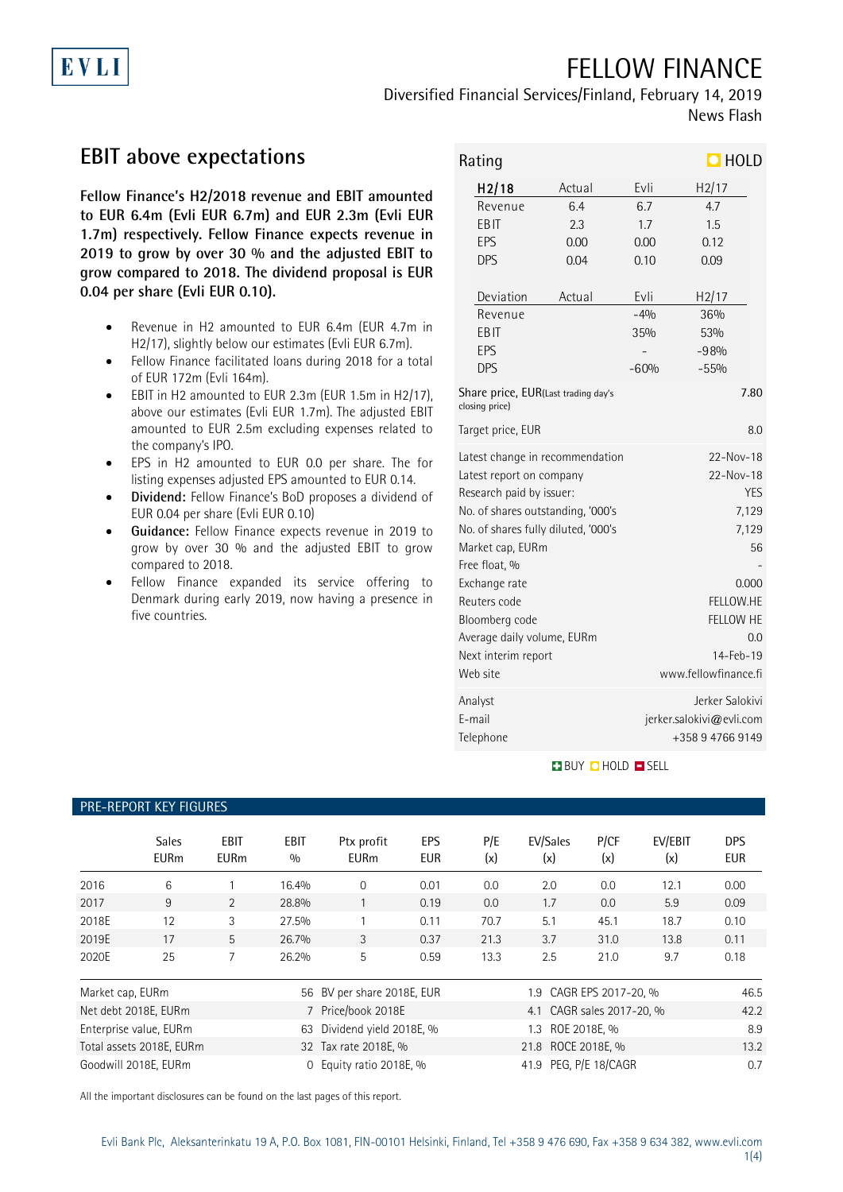# FELLOW FINANCE

Diversified Financial Services/Finland, February 14, 2019

News Flash

## EBIT above expectations

**Fellow Finance's H2/2018 revenue and EBIT amounted to EUR 6.4m (Evli EUR 6.7m) and EUR 2.3m (Evli EUR 1.7m) respectively. Fellow Finance expects revenue in 2019 to grow by over 30 % and the adjusted EBIT to grow compared to 2018. The dividend proposal is EUR 0.04 per share (Evli EUR 0.10).**

- Revenue in H2 amounted to EUR 6.4m (EUR 4.7m in H2/17), slightly below our estimates (Evli EUR 6.7m).
- Fellow Finance facilitated loans during 2018 for a total of EUR 172m (Evli 164m).
- EBIT in H2 amounted to EUR 2.3m (EUR 1.5m in H2/17), above our estimates (Evli EUR 1.7m). The adjusted EBIT amounted to EUR 2.5m excluding expenses related to the company's IPO.
- EPS in H2 amounted to EUR 0.0 per share. The for listing expenses adjusted EPS amounted to EUR 0.14.
- **Dividend:** Fellow Finance's BoD proposes a dividend of EUR 0.04 per share (Evli EUR 0.10)
- **Guidance:** Fellow Finance expects revenue in 2019 to grow by over 30 % and the adjusted EBIT to grow compared to 2018.
- Fellow Finance expanded its service offering to Denmark during early 2019, now having a presence in five countries.

**Rating: HOLD**

| H2/18 | Actual | Evli | H2/17 |
|---|---|---|---|
| Revenue | 6.4 | 6.7 | 4.7 |
| EBIT | 2.3 | 1.7 | 1.5 |
| EPS | 0.00 | 0.00 | 0.12 |
| DPS | 0.04 | 0.10 | 0.09 |

| Deviation | Actual | Evli | H2/17 |
|---|---|---|---|
| Revenue | | -4% | 36% |
| EBIT | | 35% | 53% |
| EPS | | - | -98% |
| DPS | | -60% | -55% |

| | |
|---|---|
| Share price, EUR (Last trading day's closing price) | 7.80 |
| Target price, EUR | 8.0 |
| Latest change in recommendation | 22-Nov-18 |
| Latest report on company | 22-Nov-18 |
| Research paid by issuer: | YES |
| No. of shares outstanding, '000's | 7,129 |
| No. of shares fully diluted, '000's | 7,129 |
| Market cap, EURm | 56 |
| Free float, % | - |
| Exchange rate | 0.000 |
| Reuters code | FELLOW.HE |
| Bloomberg code | FELLOW HE |
| Average daily volume, EURm | 0.0 |
| Next interim report | 14-Feb-19 |
| Web site | www.fellowfinance.fi |
| Analyst | Jerker Salokivi |
| E-mail | jerker.salokivi@evli.com |
| Telephone | +358 9 4766 9149 |

BUY HOLD SELL

### PRE-REPORT KEY FIGURES

| | Sales EURm | EBIT EURm | EBIT % | Ptx profit EURm | EPS EUR | P/E (x) | EV/Sales (x) | P/CF (x) | EV/EBIT (x) | DPS EUR |
|---|---|---|---|---|---|---|---|---|---|---|
| 2016 | 6 | 1 | 16.4% | 0 | 0.01 | 0.0 | 2.0 | 0.0 | 12.1 | 0.00 |
| 2017 | 9 | 2 | 28.8% | 1 | 0.19 | 0.0 | 1.7 | 0.0 | 5.9 | 0.09 |
| 2018E | 12 | 3 | 27.5% | 1 | 0.11 | 70.7 | 5.1 | 45.1 | 18.7 | 0.10 |
| 2019E | 17 | 5 | 26.7% | 3 | 0.37 | 21.3 | 3.7 | 31.0 | 13.8 | 0.11 |
| 2020E | 25 | 7 | 26.2% | 5 | 0.59 | 13.3 | 2.5 | 21.0 | 9.7 | 0.18 |

| | | | | | |
|---|---|---|---|---|---|
| Market cap, EURm | 56 | BV per share 2018E, EUR | 1.9 | CAGR EPS 2017-20, % | 46.5 |
| Net debt 2018E, EURm | 7 | Price/book 2018E | 4.1 | CAGR sales 2017-20, % | 42.2 |
| Enterprise value, EURm | 63 | Dividend yield 2018E, % | 1.3 | ROE 2018E, % | 8.9 |
| Total assets 2018E, EURm | 32 | Tax rate 2018E, % | 21.8 | ROCE 2018E, % | 13.2 |
| Goodwill 2018E, EURm | 0 | Equity ratio 2018E, % | 41.9 | PEG, P/E 18/CAGR | 0.7 |

All the important disclosures can be found on the last pages of this report.

Evli Bank Plc, Aleksanterinkatu 19 A, P.O. Box 1081, FIN-00101 Helsinki, Finland, Tel +358 9 476 690, Fax +358 9 634 382, www.evli.com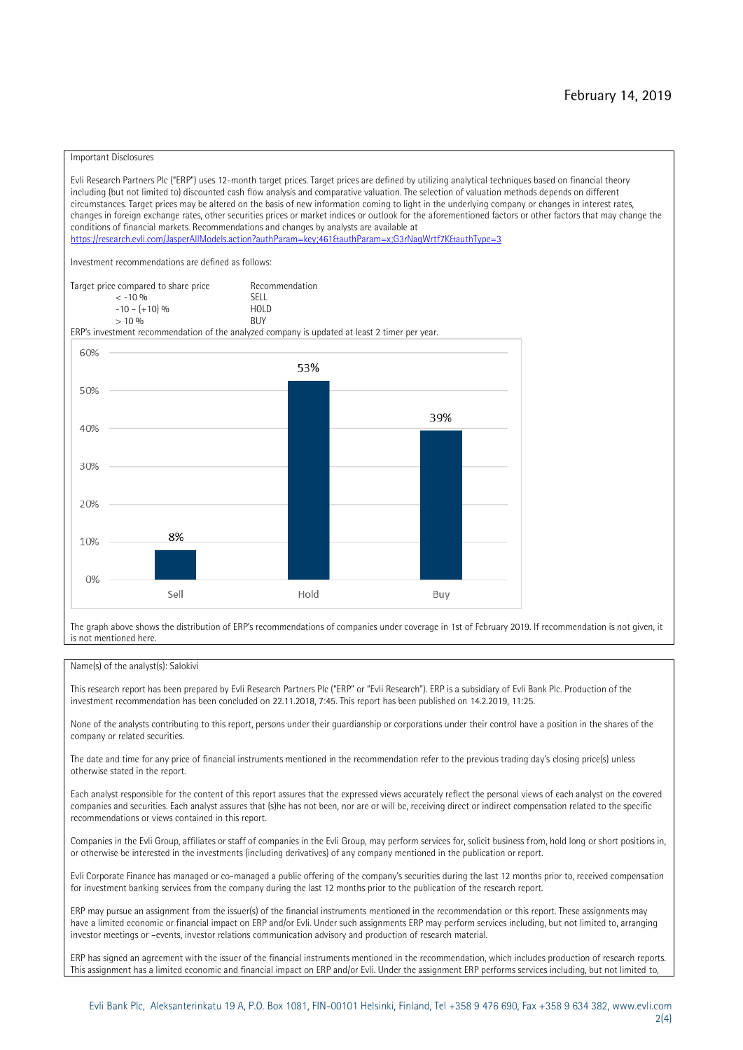February 14, 2019

Important Disclosures

Evli Research Partners Plc ("ERP") uses 12-month target prices. Target prices are defined by utilizing analytical techniques based on financial theory including (but not limited to) discounted cash flow analysis and comparative valuation. The selection of valuation methods depends on different circumstances. Target prices may be altered on the basis of new information coming to light in the underlying company or changes in interest rates, changes in foreign exchange rates, other securities prices or market indices or outlook for the aforementioned factors or other factors that may change the conditions of financial markets. Recommendations and changes by analysts are available at https://research.evli.com/JasperAllModels.action?authParam=key;461&authParam=x;G3rNagWrtf7K&authType=3

Investment recommendations are defined as follows:

| Target price compared to share price | Recommendation |
|---|---|
| < -10 % | SELL |
| -10 – (+10) % | HOLD |
| > 10 % | BUY |

ERP's investment recommendation of the analyzed company is updated at least 2 timer per year.

| | Sell | Hold | Buy |
|---|---|---|---|
| Share | 8% | 53% | 39% |

The graph above shows the distribution of ERP's recommendations of companies under coverage in 1st of February 2019. If recommendation is not given, it is not mentioned here.

Name(s) of the analyst(s): Salokivi

This research report has been prepared by Evli Research Partners Plc ("ERP" or "Evli Research"). ERP is a subsidiary of Evli Bank Plc. Production of the investment recommendation has been concluded on 22.11.2018, 7:45. This report has been published on 14.2.2019, 11:25.

None of the analysts contributing to this report, persons under their guardianship or corporations under their control have a position in the shares of the company or related securities.

The date and time for any price of financial instruments mentioned in the recommendation refer to the previous trading day's closing price(s) unless otherwise stated in the report.

Each analyst responsible for the content of this report assures that the expressed views accurately reflect the personal views of each analyst on the covered companies and securities. Each analyst assures that (s)he has not been, nor are or will be, receiving direct or indirect compensation related to the specific recommendations or views contained in this report.

Companies in the Evli Group, affiliates or staff of companies in the Evli Group, may perform services for, solicit business from, hold long or short positions in, or otherwise be interested in the investments (including derivatives) of any company mentioned in the publication or report.

Evli Corporate Finance has managed or co-managed a public offering of the company's securities during the last 12 months prior to, received compensation for investment banking services from the company during the last 12 months prior to the publication of the research report.

ERP may pursue an assignment from the issuer(s) of the financial instruments mentioned in the recommendation or this report. These assignments may have a limited economic or financial impact on ERP and/or Evli. Under such assignments ERP may perform services including, but not limited to, arranging investor meetings or –events, investor relations communication advisory and production of research material.

ERP has signed an agreement with the issuer of the financial instruments mentioned in the recommendation, which includes production of research reports. This assignment has a limited economic and financial impact on ERP and/or Evli. Under the assignment ERP performs services including, but not limited to,

Evli Bank Plc, Aleksanterinkatu 19 A, P.O. Box 1081, FIN-00101 Helsinki, Finland, Tel +358 9 476 690, Fax +358 9 634 382, www.evli.com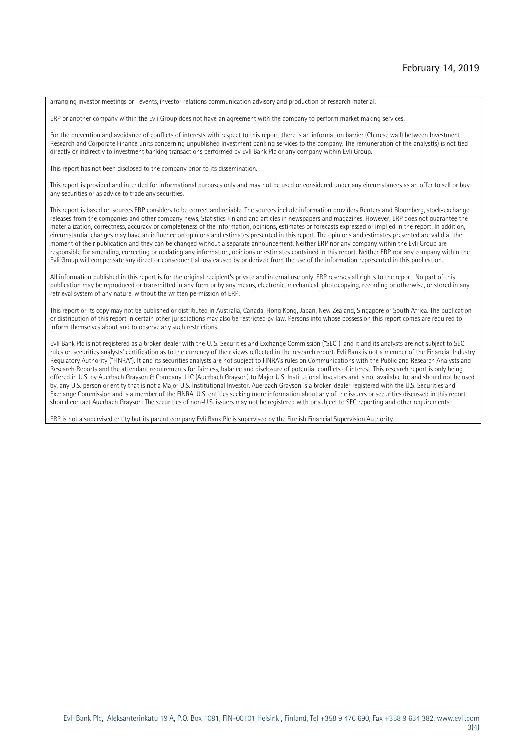arranging investor meetings or –events, investor relations communication advisory and production of research material.

ERP or another company within the Evli Group does not have an agreement with the company to perform market making services.

For the prevention and avoidance of conflicts of interests with respect to this report, there is an information barrier (Chinese wall) between Investment Research and Corporate Finance units concerning unpublished investment banking services to the company. The remuneration of the analyst(s) is not tied directly or indirectly to investment banking transactions performed by Evli Bank Plc or any company within Evli Group.

This report has not been disclosed to the company prior to its dissemination.

This report is provided and intended for informational purposes only and may not be used or considered under any circumstances as an offer to sell or buy any securities or as advice to trade any securities.

This report is based on sources ERP considers to be correct and reliable. The sources include information providers Reuters and Bloomberg, stock-exchange releases from the companies and other company news, Statistics Finland and articles in newspapers and magazines. However, ERP does not guarantee the materialization, correctness, accuracy or completeness of the information, opinions, estimates or forecasts expressed or implied in the report. In addition, circumstantial changes may have an influence on opinions and estimates presented in this report. The opinions and estimates presented are valid at the moment of their publication and they can be changed without a separate announcement. Neither ERP nor any company within the Evli Group are responsible for amending, correcting or updating any information, opinions or estimates contained in this report. Neither ERP nor any company within the Evli Group will compensate any direct or consequential loss caused by or derived from the use of the information represented in this publication.

All information published in this report is for the original recipient's private and internal use only. ERP reserves all rights to the report. No part of this publication may be reproduced or transmitted in any form or by any means, electronic, mechanical, photocopying, recording or otherwise, or stored in any retrieval system of any nature, without the written permission of ERP.

This report or its copy may not be published or distributed in Australia, Canada, Hong Kong, Japan, New Zealand, Singapore or South Africa. The publication or distribution of this report in certain other jurisdictions may also be restricted by law. Persons into whose possession this report comes are required to inform themselves about and to observe any such restrictions.

Evli Bank Plc is not registered as a broker-dealer with the U. S. Securities and Exchange Commission ("SEC"), and it and its analysts are not subject to SEC rules on securities analysts' certification as to the currency of their views reflected in the research report. Evli Bank is not a member of the Financial Industry Regulatory Authority ("FINRA"). It and its securities analysts are not subject to FINRA's rules on Communications with the Public and Research Analysts and Research Reports and the attendant requirements for fairness, balance and disclosure of potential conflicts of interest. This research report is only being offered in U.S. by Auerbach Grayson & Company, LLC (Auerbach Grayson) to Major U.S. Institutional Investors and is not available to, and should not be used by, any U.S. person or entity that is not a Major U.S. Institutional Investor. Auerbach Grayson is a broker-dealer registered with the U.S. Securities and Exchange Commission and is a member of the FINRA. U.S. entities seeking more information about any of the issuers or securities discussed in this report should contact Auerbach Grayson. The securities of non-U.S. issuers may not be registered with or subject to SEC reporting and other requirements.

ERP is not a supervised entity but its parent company Evli Bank Plc is supervised by the Finnish Financial Supervision Authority.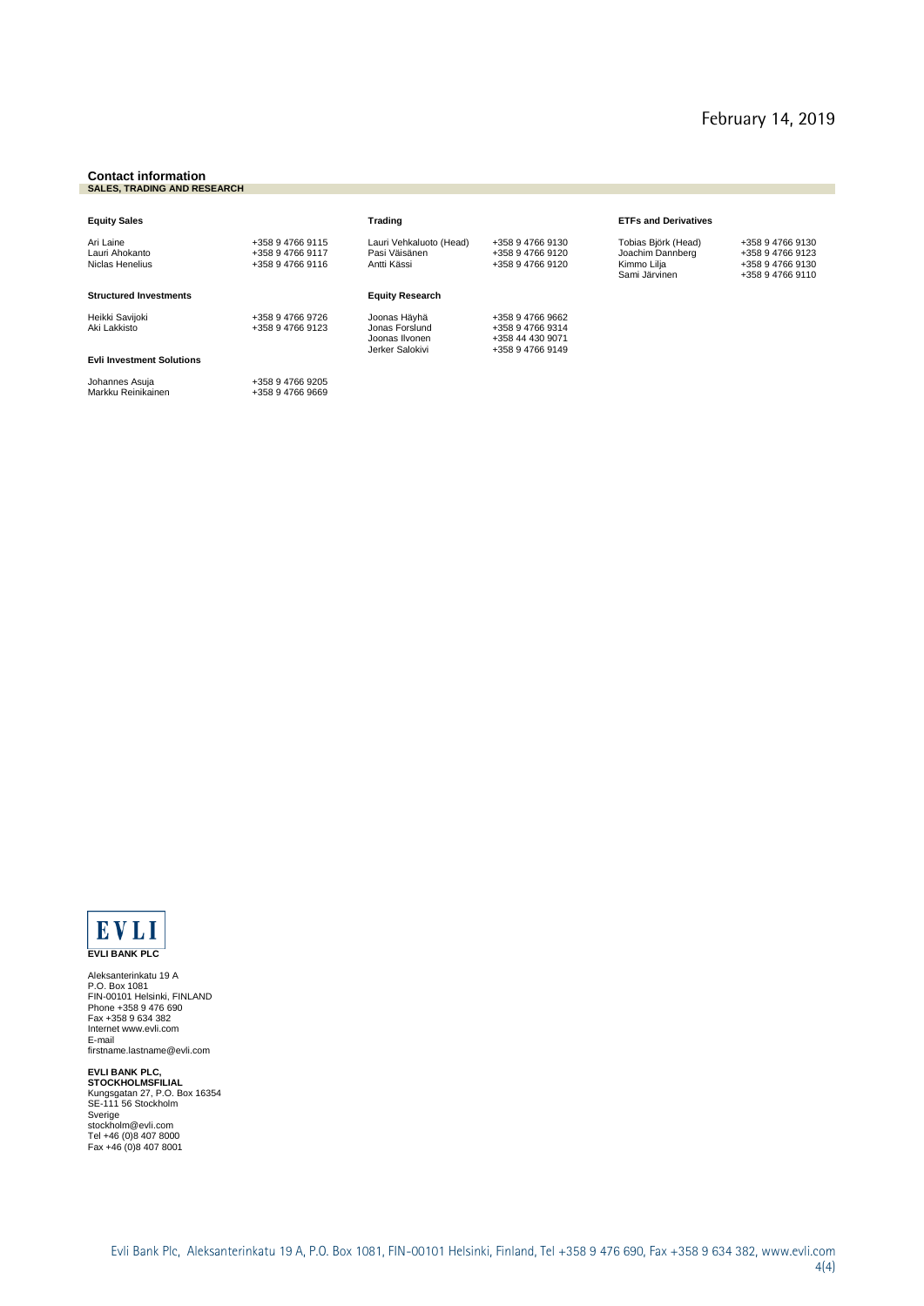February 14, 2019

## Contact information

**SALES, TRADING AND RESEARCH**

**Equity Sales**

| | |
|---|---|
| Ari Laine | +358 9 4766 9115 |
| Lauri Ahokanto | +358 9 4766 9117 |
| Niclas Henelius | +358 9 4766 9116 |

**Structured Investments**

| | |
|---|---|
| Heikki Savijoki | +358 9 4766 9726 |
| Aki Lakkisto | +358 9 4766 9123 |

**Evli Investment Solutions**

| | |
|---|---|
| Johannes Asuja | +358 9 4766 9205 |
| Markku Reinikainen | +358 9 4766 9669 |

**Trading**

| | |
|---|---|
| Lauri Vehkaluoto (Head) | +358 9 4766 9130 |
| Pasi Väisänen | +358 9 4766 9120 |
| Antti Kässi | +358 9 4766 9120 |

**Equity Research**

| | |
|---|---|
| Joonas Häyhä | +358 9 4766 9662 |
| Jonas Forslund | +358 9 4766 9314 |
| Joonas Ilvonen | +358 44 430 9071 |
| Jerker Salokivi | +358 9 4766 9149 |

**ETFs and Derivatives**

| | |
|---|---|
| Tobias Björk (Head) | +358 9 4766 9130 |
| Joachim Dannberg | +358 9 4766 9123 |
| Kimmo Lilja | +358 9 4766 9130 |
| Sami Järvinen | +358 9 4766 9110 |

EVLI

**EVLI BANK PLC**

Aleksanterinkatu 19 A
P.O. Box 1081
FIN-00101 Helsinki, FINLAND
Phone +358 9 476 690
Fax +358 9 634 382
Internet www.evli.com
E-mail
firstname.lastname@evli.com

**EVLI BANK PLC,**
**STOCKHOLMSFILIAL**
Kungsgatan 27, P.O. Box 16354
SE-111 56 Stockholm
Sverige
stockholm@evli.com
Tel +46 (0)8 407 8000
Fax +46 (0)8 407 8001

Evli Bank Plc, Aleksanterinkatu 19 A, P.O. Box 1081, FIN-00101 Helsinki, Finland, Tel +358 9 476 690, Fax +358 9 634 382, www.evli.com